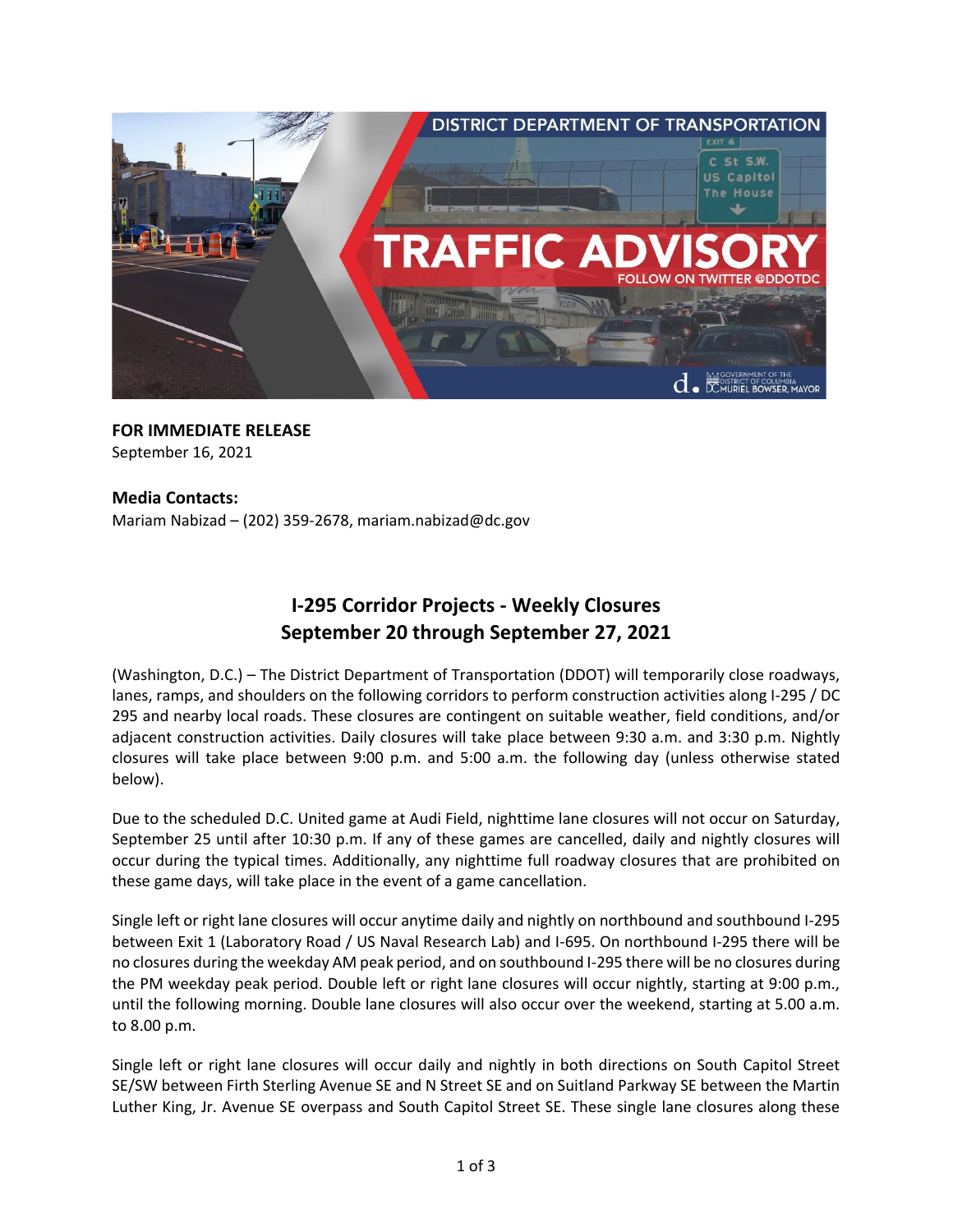**FOR IMMEDIATE RELEASE**
September 16, 2021

**Media Contacts:**
Mariam Nabizad – (202) 359-2678, mariam.nabizad@dc.gov

# I-295 Corridor Projects - Weekly Closures
# September 20 through September 27, 2021

(Washington, D.C.) – The District Department of Transportation (DDOT) will temporarily close roadways, lanes, ramps, and shoulders on the following corridors to perform construction activities along I-295 / DC 295 and nearby local roads. These closures are contingent on suitable weather, field conditions, and/or adjacent construction activities. Daily closures will take place between 9:30 a.m. and 3:30 p.m. Nightly closures will take place between 9:00 p.m. and 5:00 a.m. the following day (unless otherwise stated below).

Due to the scheduled D.C. United game at Audi Field, nighttime lane closures will not occur on Saturday, September 25 until after 10:30 p.m. If any of these games are cancelled, daily and nightly closures will occur during the typical times. Additionally, any nighttime full roadway closures that are prohibited on these game days, will take place in the event of a game cancellation.

Single left or right lane closures will occur anytime daily and nightly on northbound and southbound I-295 between Exit 1 (Laboratory Road / US Naval Research Lab) and I-695. On northbound I-295 there will be no closures during the weekday AM peak period, and on southbound I-295 there will be no closures during the PM weekday peak period. Double left or right lane closures will occur nightly, starting at 9:00 p.m., until the following morning. Double lane closures will also occur over the weekend, starting at 5.00 a.m. to 8.00 p.m.

Single left or right lane closures will occur daily and nightly in both directions on South Capitol Street SE/SW between Firth Sterling Avenue SE and N Street SE and on Suitland Parkway SE between the Martin Luther King, Jr. Avenue SE overpass and South Capitol Street SE. These single lane closures along these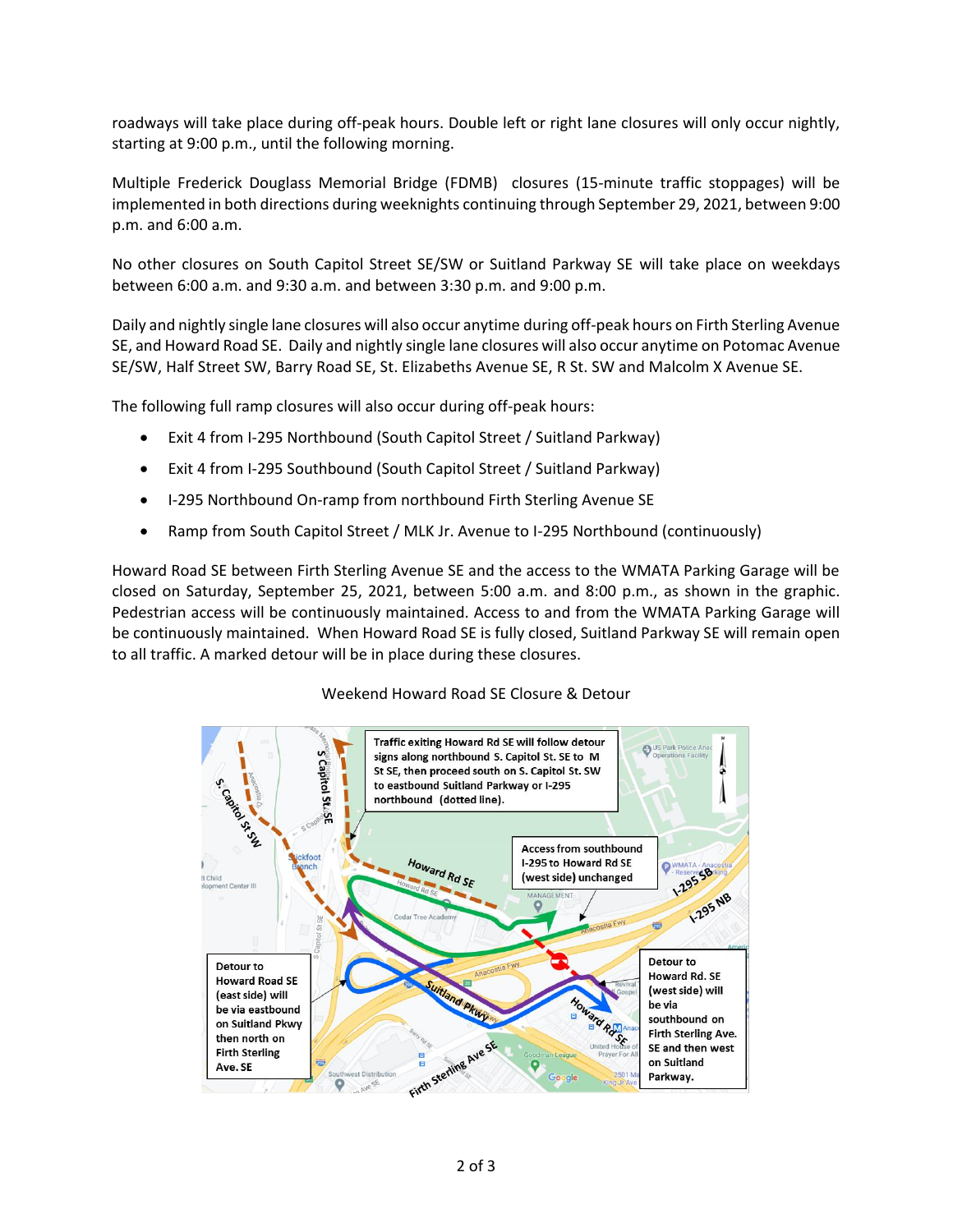roadways will take place during off-peak hours. Double left or right lane closures will only occur nightly, starting at 9:00 p.m., until the following morning.

Multiple Frederick Douglass Memorial Bridge (FDMB) closures (15-minute traffic stoppages) will be implemented in both directions during weeknights continuing through September 29, 2021, between 9:00 p.m. and 6:00 a.m.

No other closures on South Capitol Street SE/SW or Suitland Parkway SE will take place on weekdays between 6:00 a.m. and 9:30 a.m. and between 3:30 p.m. and 9:00 p.m.

Daily and nightly single lane closures will also occur anytime during off-peak hours on Firth Sterling Avenue SE, and Howard Road SE. Daily and nightly single lane closures will also occur anytime on Potomac Avenue SE/SW, Half Street SW, Barry Road SE, St. Elizabeths Avenue SE, R St. SW and Malcolm X Avenue SE.

The following full ramp closures will also occur during off-peak hours:

- Exit 4 from I-295 Northbound (South Capitol Street / Suitland Parkway)
- Exit 4 from I-295 Southbound (South Capitol Street / Suitland Parkway)
- I-295 Northbound On-ramp from northbound Firth Sterling Avenue SE
- Ramp from South Capitol Street / MLK Jr. Avenue to I-295 Northbound (continuously)

Howard Road SE between Firth Sterling Avenue SE and the access to the WMATA Parking Garage will be closed on Saturday, September 25, 2021, between 5:00 a.m. and 8:00 p.m., as shown in the graphic. Pedestrian access will be continuously maintained. Access to and from the WMATA Parking Garage will be continuously maintained. When Howard Road SE is fully closed, Suitland Parkway SE will remain open to all traffic. A marked detour will be in place during these closures.

Weekend Howard Road SE Closure & Detour

Traffic exiting Howard Rd SE will follow detour signs along northbound S. Capitol St. SE to M St SE, then proceed south on S. Capitol St. SW to eastbound Suitland Parkway or I-295 northbound (dotted line).

Access from southbound I-295 to Howard Rd SE (west side) unchanged

Detour to Howard Road SE (east side) will be via eastbound on Suitland Pkwy then north on Firth Sterling Ave. SE

Detour to Howard Rd. SE (west side) will be via southbound on Firth Sterling Ave. SE and then west on Suitland Parkway.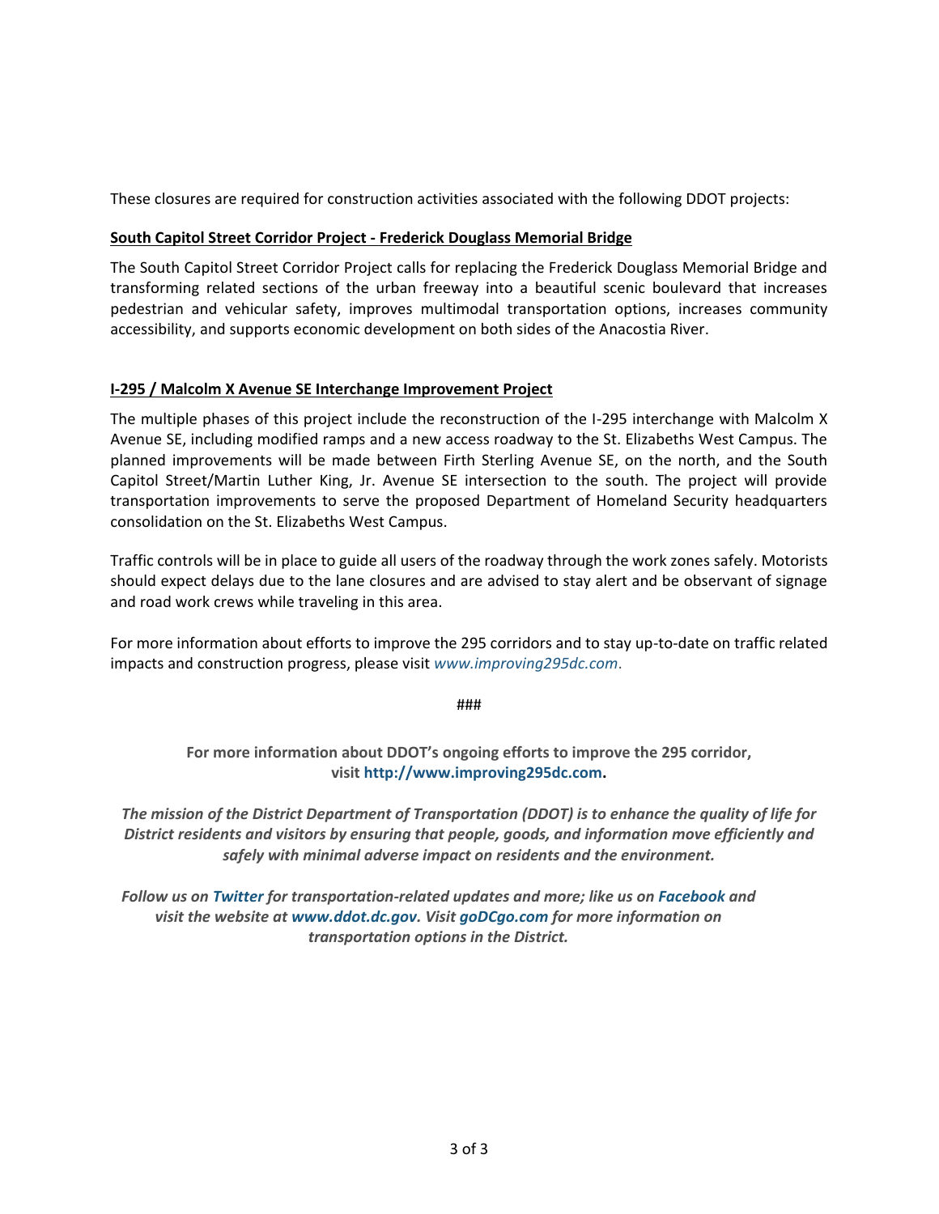These closures are required for construction activities associated with the following DDOT projects:

**South Capitol Street Corridor Project - Frederick Douglass Memorial Bridge**

The South Capitol Street Corridor Project calls for replacing the Frederick Douglass Memorial Bridge and transforming related sections of the urban freeway into a beautiful scenic boulevard that increases pedestrian and vehicular safety, improves multimodal transportation options, increases community accessibility, and supports economic development on both sides of the Anacostia River.

**I-295 / Malcolm X Avenue SE Interchange Improvement Project**

The multiple phases of this project include the reconstruction of the I-295 interchange with Malcolm X Avenue SE, including modified ramps and a new access roadway to the St. Elizabeths West Campus. The planned improvements will be made between Firth Sterling Avenue SE, on the north, and the South Capitol Street/Martin Luther King, Jr. Avenue SE intersection to the south. The project will provide transportation improvements to serve the proposed Department of Homeland Security headquarters consolidation on the St. Elizabeths West Campus.

Traffic controls will be in place to guide all users of the roadway through the work zones safely. Motorists should expect delays due to the lane closures and are advised to stay alert and be observant of signage and road work crews while traveling in this area.

For more information about efforts to improve the 295 corridors and to stay up-to-date on traffic related impacts and construction progress, please visit *www.improving295dc.com*.

###

**For more information about DDOT's ongoing efforts to improve the 295 corridor, visit http://www.improving295dc.com.**

***The mission of the District Department of Transportation (DDOT) is to enhance the quality of life for District residents and visitors by ensuring that people, goods, and information move efficiently and safely with minimal adverse impact on residents and the environment.***

***Follow us on Twitter for transportation-related updates and more; like us on Facebook and visit the website at www.ddot.dc.gov. Visit goDCgo.com for more information on transportation options in the District.***